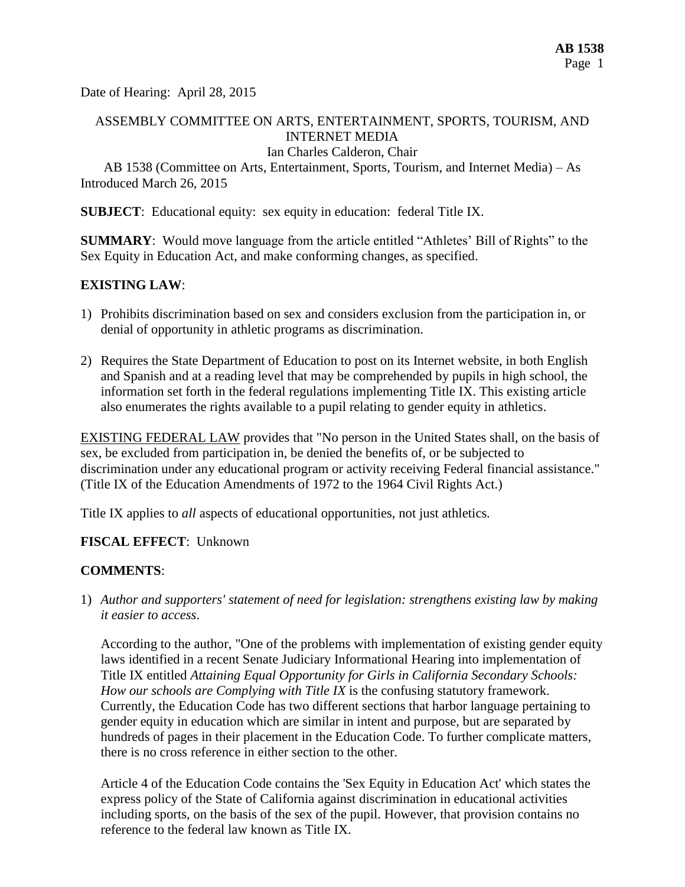Date of Hearing: April 28, 2015

ASSEMBLY COMMITTEE ON ARTS, ENTERTAINMENT, SPORTS, TOURISM, AND INTERNET MEDIA
Ian Charles Calderon, Chair

AB 1538 (Committee on Arts, Entertainment, Sports, Tourism, and Internet Media) – As Introduced March 26, 2015

**SUBJECT**: Educational equity: sex equity in education: federal Title IX.

**SUMMARY**: Would move language from the article entitled "Athletes' Bill of Rights" to the Sex Equity in Education Act, and make conforming changes, as specified.

**EXISTING LAW**:

1) Prohibits discrimination based on sex and considers exclusion from the participation in, or denial of opportunity in athletic programs as discrimination.

2) Requires the State Department of Education to post on its Internet website, in both English and Spanish and at a reading level that may be comprehended by pupils in high school, the information set forth in the federal regulations implementing Title IX. This existing article also enumerates the rights available to a pupil relating to gender equity in athletics.

EXISTING FEDERAL LAW provides that "No person in the United States shall, on the basis of sex, be excluded from participation in, be denied the benefits of, or be subjected to discrimination under any educational program or activity receiving Federal financial assistance." (Title IX of the Education Amendments of 1972 to the 1964 Civil Rights Act.)

Title IX applies to *all* aspects of educational opportunities, not just athletics.

**FISCAL EFFECT**: Unknown

**COMMENTS**:

1) *Author and supporters' statement of need for legislation: strengthens existing law by making it easier to access*.

   According to the author, "One of the problems with implementation of existing gender equity laws identified in a recent Senate Judiciary Informational Hearing into implementation of Title IX entitled *Attaining Equal Opportunity for Girls in California Secondary Schools: How our schools are Complying with Title IX* is the confusing statutory framework. Currently, the Education Code has two different sections that harbor language pertaining to gender equity in education which are similar in intent and purpose, but are separated by hundreds of pages in their placement in the Education Code. To further complicate matters, there is no cross reference in either section to the other.

   Article 4 of the Education Code contains the 'Sex Equity in Education Act' which states the express policy of the State of California against discrimination in educational activities including sports, on the basis of the sex of the pupil. However, that provision contains no reference to the federal law known as Title IX.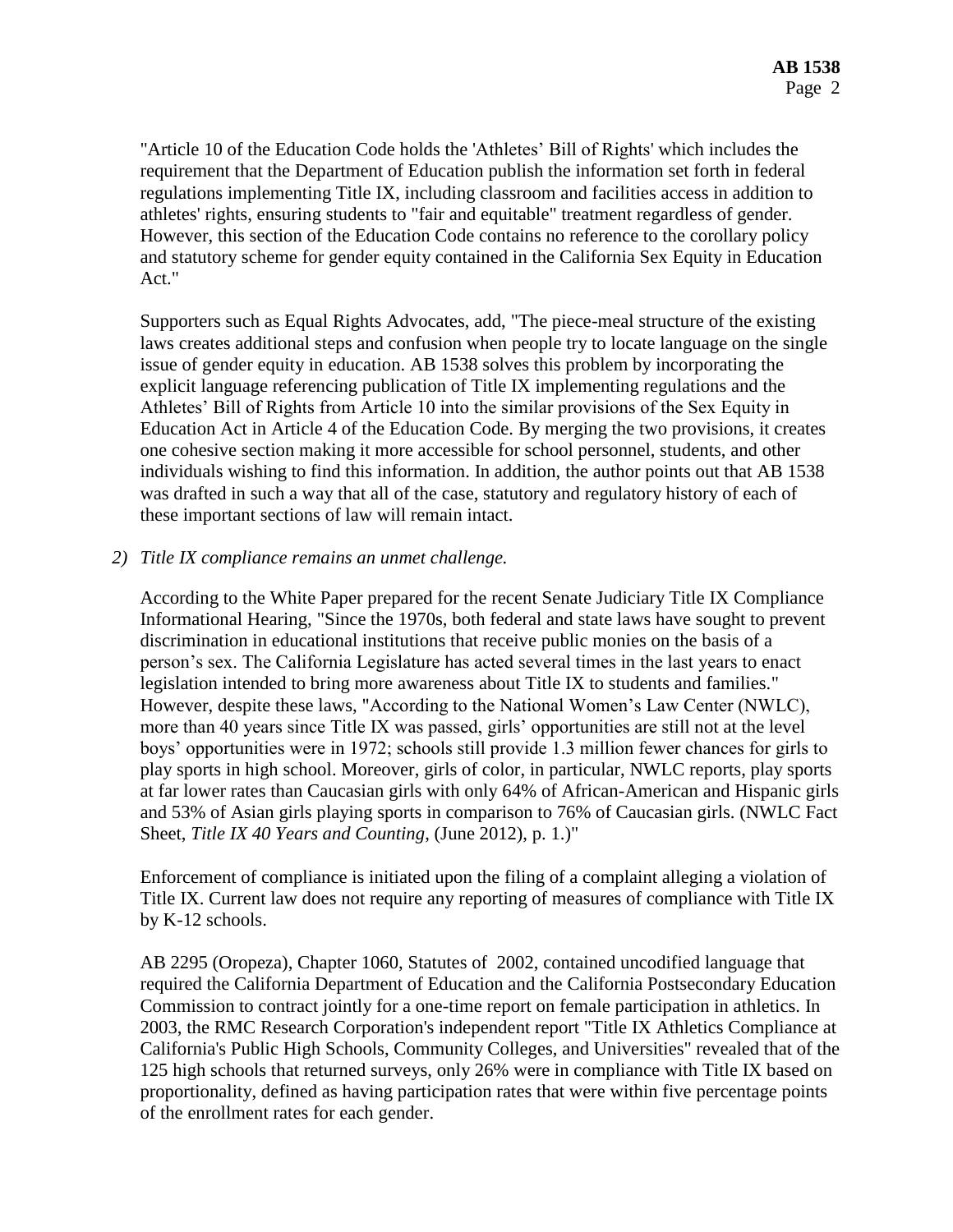"Article 10 of the Education Code holds the 'Athletes' Bill of Rights' which includes the requirement that the Department of Education publish the information set forth in federal regulations implementing Title IX, including classroom and facilities access in addition to athletes' rights, ensuring students to "fair and equitable" treatment regardless of gender. However, this section of the Education Code contains no reference to the corollary policy and statutory scheme for gender equity contained in the California Sex Equity in Education Act."

Supporters such as Equal Rights Advocates, add, "The piece-meal structure of the existing laws creates additional steps and confusion when people try to locate language on the single issue of gender equity in education. AB 1538 solves this problem by incorporating the explicit language referencing publication of Title IX implementing regulations and the Athletes' Bill of Rights from Article 10 into the similar provisions of the Sex Equity in Education Act in Article 4 of the Education Code. By merging the two provisions, it creates one cohesive section making it more accessible for school personnel, students, and other individuals wishing to find this information. In addition, the author points out that AB 1538 was drafted in such a way that all of the case, statutory and regulatory history of each of these important sections of law will remain intact.

2) *Title IX compliance remains an unmet challenge.*

According to the White Paper prepared for the recent Senate Judiciary Title IX Compliance Informational Hearing, "Since the 1970s, both federal and state laws have sought to prevent discrimination in educational institutions that receive public monies on the basis of a person's sex. The California Legislature has acted several times in the last years to enact legislation intended to bring more awareness about Title IX to students and families." However, despite these laws, "According to the National Women's Law Center (NWLC), more than 40 years since Title IX was passed, girls' opportunities are still not at the level boys' opportunities were in 1972; schools still provide 1.3 million fewer chances for girls to play sports in high school. Moreover, girls of color, in particular, NWLC reports, play sports at far lower rates than Caucasian girls with only 64% of African-American and Hispanic girls and 53% of Asian girls playing sports in comparison to 76% of Caucasian girls. (NWLC Fact Sheet, *Title IX 40 Years and Counting*, (June 2012), p. 1.)"

Enforcement of compliance is initiated upon the filing of a complaint alleging a violation of Title IX. Current law does not require any reporting of measures of compliance with Title IX by K-12 schools.

AB 2295 (Oropeza), Chapter 1060, Statutes of 2002, contained uncodified language that required the California Department of Education and the California Postsecondary Education Commission to contract jointly for a one-time report on female participation in athletics. In 2003, the RMC Research Corporation's independent report "Title IX Athletics Compliance at California's Public High Schools, Community Colleges, and Universities" revealed that of the 125 high schools that returned surveys, only 26% were in compliance with Title IX based on proportionality, defined as having participation rates that were within five percentage points of the enrollment rates for each gender.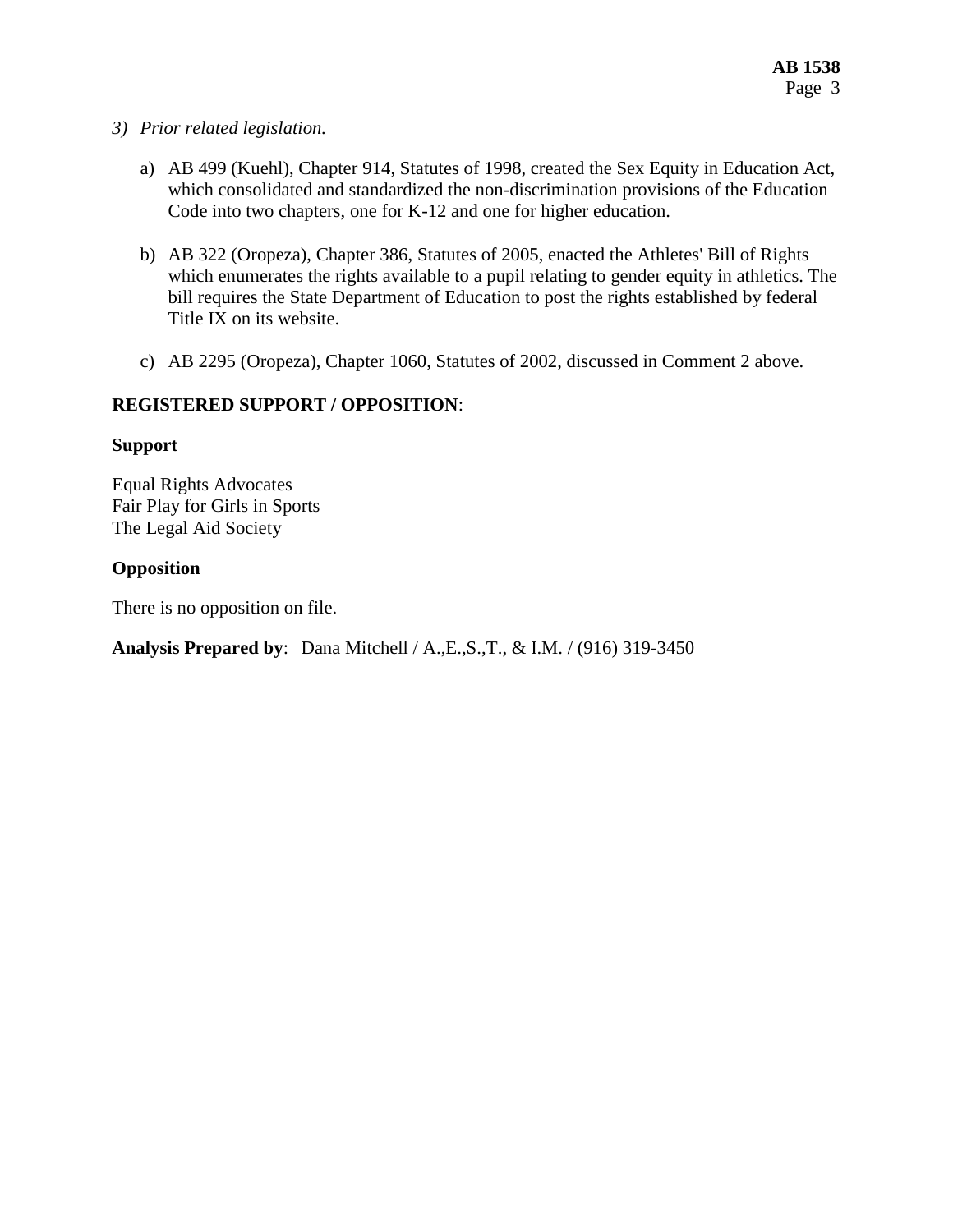3) *Prior related legislation.*

   a) AB 499 (Kuehl), Chapter 914, Statutes of 1998, created the Sex Equity in Education Act, which consolidated and standardized the non-discrimination provisions of the Education Code into two chapters, one for K-12 and one for higher education.

   b) AB 322 (Oropeza), Chapter 386, Statutes of 2005, enacted the Athletes' Bill of Rights which enumerates the rights available to a pupil relating to gender equity in athletics. The bill requires the State Department of Education to post the rights established by federal Title IX on its website.

   c) AB 2295 (Oropeza), Chapter 1060, Statutes of 2002, discussed in Comment 2 above.

**REGISTERED SUPPORT / OPPOSITION**:

**Support**

Equal Rights Advocates
Fair Play for Girls in Sports
The Legal Aid Society

**Opposition**

There is no opposition on file.

**Analysis Prepared by**: Dana Mitchell / A.,E.,S.,T., & I.M. / (916) 319-3450